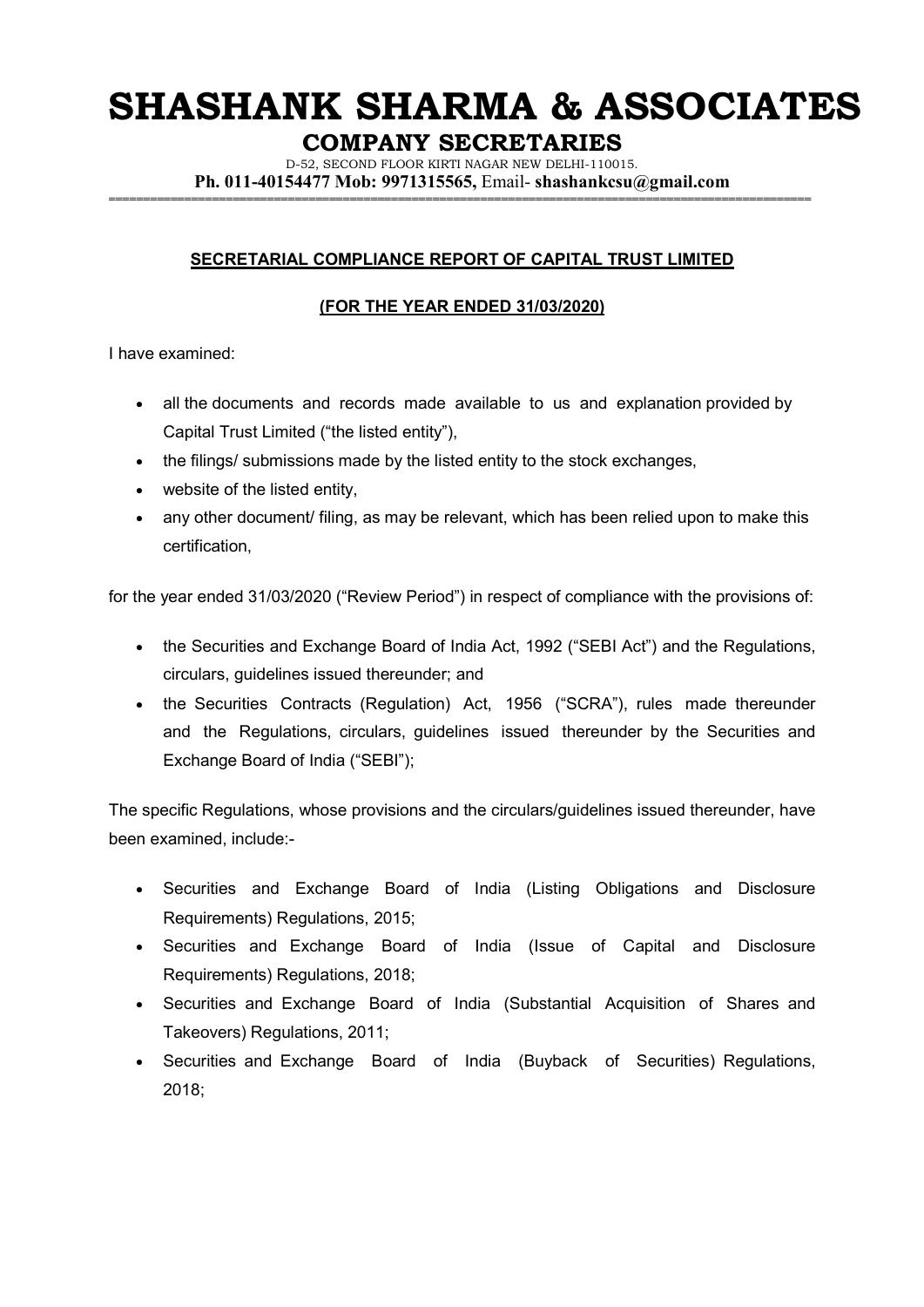# SHASHANK SHARMA & ASSOCIATES

## COMPANY SECRETARIES

D-52, SECOND FLOOR KIRTI NAGAR NEW DELHI-110015.

**Ph. 011-40154477 Mob: 9971315565,** Email- **shashankcsu@gmail.com**

---

**SECRETARIAL COMPLIANCE REPORT OF CAPITAL TRUST LIMITED**

**(FOR THE YEAR ENDED 31/03/2020)**

I have examined:

- all the documents and records made available to us and explanation provided by Capital Trust Limited ("the listed entity"),
- the filings/ submissions made by the listed entity to the stock exchanges,
- website of the listed entity,
- any other document/ filing, as may be relevant, which has been relied upon to make this certification,

for the year ended 31/03/2020 ("Review Period") in respect of compliance with the provisions of:

- the Securities and Exchange Board of India Act, 1992 ("SEBI Act") and the Regulations, circulars, guidelines issued thereunder; and
- the Securities Contracts (Regulation) Act, 1956 ("SCRA"), rules made thereunder and the Regulations, circulars, guidelines issued thereunder by the Securities and Exchange Board of India ("SEBI");

The specific Regulations, whose provisions and the circulars/guidelines issued thereunder, have been examined, include:-

- Securities and Exchange Board of India (Listing Obligations and Disclosure Requirements) Regulations, 2015;
- Securities and Exchange Board of India (Issue of Capital and Disclosure Requirements) Regulations, 2018;
- Securities and Exchange Board of India (Substantial Acquisition of Shares and Takeovers) Regulations, 2011;
- Securities and Exchange Board of India (Buyback of Securities) Regulations, 2018;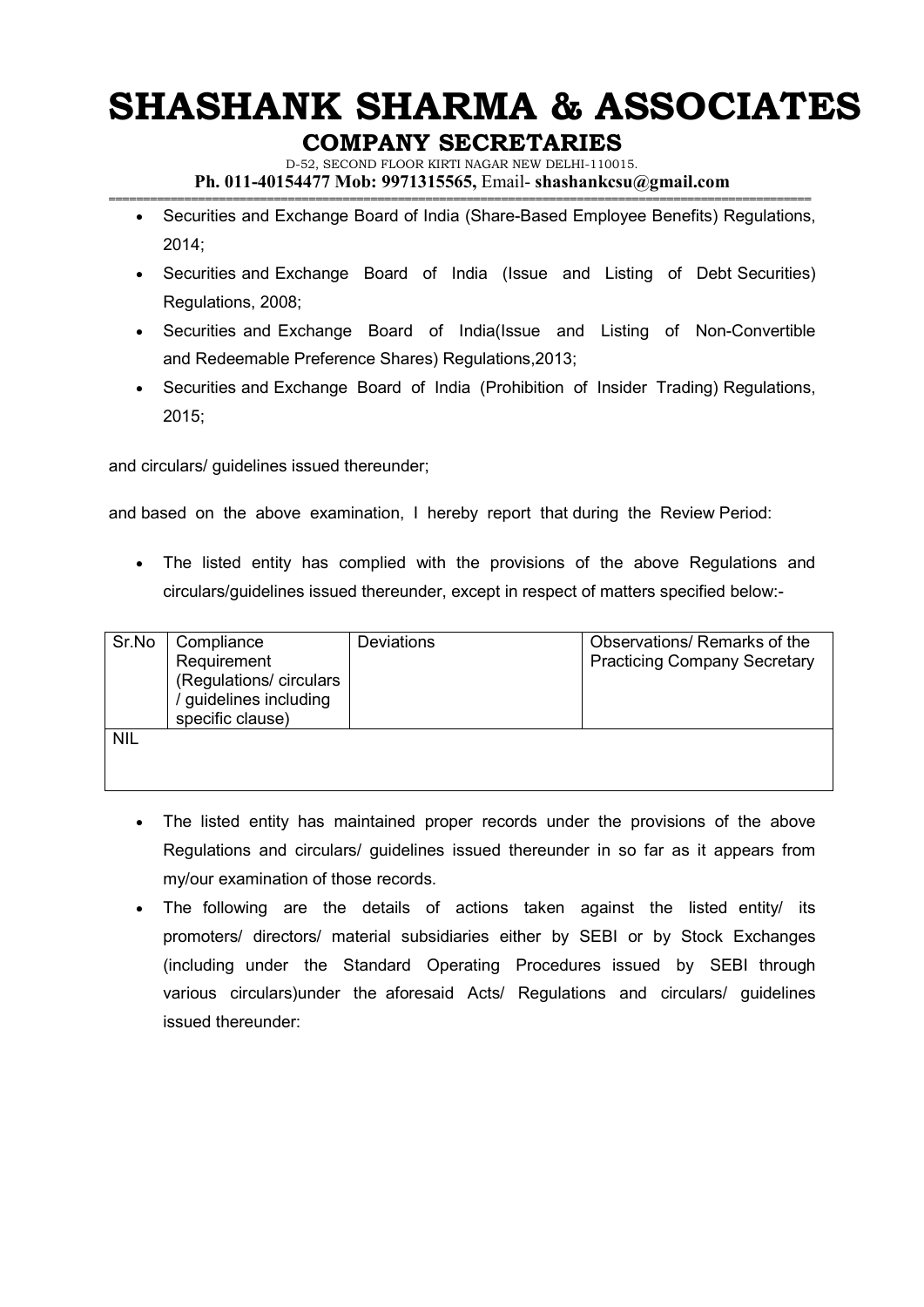- Securities and Exchange Board of India (Share-Based Employee Benefits) Regulations, 2014;
- Securities and Exchange Board of India (Issue and Listing of Debt Securities) Regulations, 2008;
- Securities and Exchange Board of India(Issue and Listing of Non-Convertible and Redeemable Preference Shares) Regulations,2013;
- Securities and Exchange Board of India (Prohibition of Insider Trading) Regulations, 2015;

and circulars/ guidelines issued thereunder;

and based on the above examination, I hereby report that during the Review Period:

- The listed entity has complied with the provisions of the above Regulations and circulars/guidelines issued thereunder, except in respect of matters specified below:-

| Sr.No | Compliance Requirement (Regulations/ circulars / guidelines including specific clause) | Deviations | Observations/ Remarks of the Practicing Company Secretary |
|---|---|---|---|
| NIL | | | |

- The listed entity has maintained proper records under the provisions of the above Regulations and circulars/ guidelines issued thereunder in so far as it appears from my/our examination of those records.
- The following are the details of actions taken against the listed entity/ its promoters/ directors/ material subsidiaries either by SEBI or by Stock Exchanges (including under the Standard Operating Procedures issued by SEBI through various circulars)under the aforesaid Acts/ Regulations and circulars/ guidelines issued thereunder: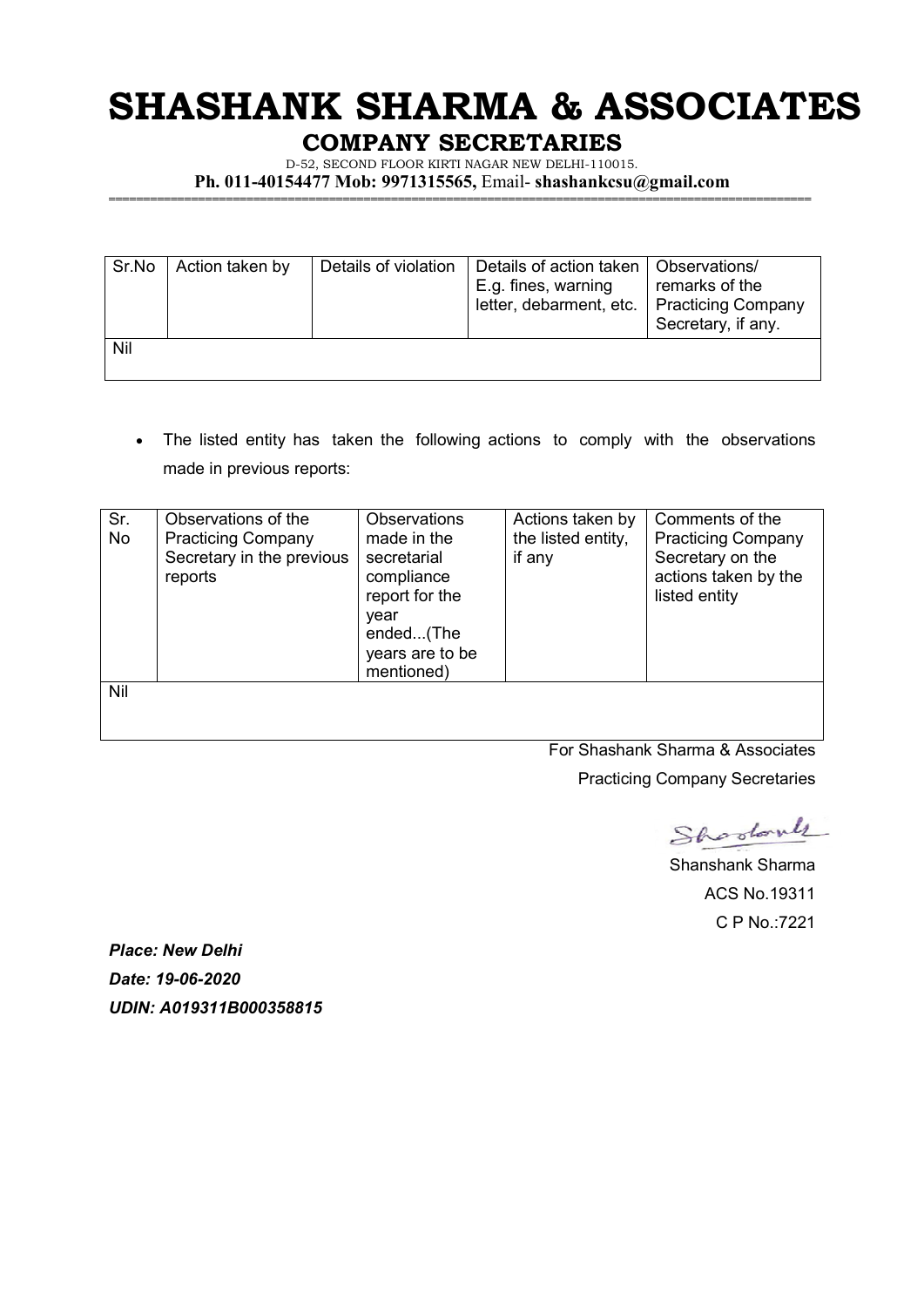# SHASHANK SHARMA & ASSOCIATES

## COMPANY SECRETARIES

D-52, SECOND FLOOR KIRTI NAGAR NEW DELHI-110015.

**Ph. 011-40154477 Mob: 9971315565,** Email- **shashankcsu@gmail.com**

| Sr.No | Action taken by | Details of violation | Details of action taken E.g. fines, warning letter, debarment, etc. | Observations/ remarks of the Practicing Company Secretary, if any. |
|---|---|---|---|---|
| Nil | | | | |

- The listed entity has taken the following actions to comply with the observations made in previous reports:

| Sr. No | Observations of the Practicing Company Secretary in the previous reports | Observations made in the secretarial compliance report for the year ended...(The years are to be mentioned) | Actions taken by the listed entity, if any | Comments of the Practicing Company Secretary on the actions taken by the listed entity |
|---|---|---|---|---|
| Nil | | | | |

For Shashank Sharma & Associates

Practicing Company Secretaries

Shanshank Sharma

ACS No.19311

C P No.:7221

***Place: New Delhi***

***Date: 19-06-2020***

***UDIN: A019311B000358815***